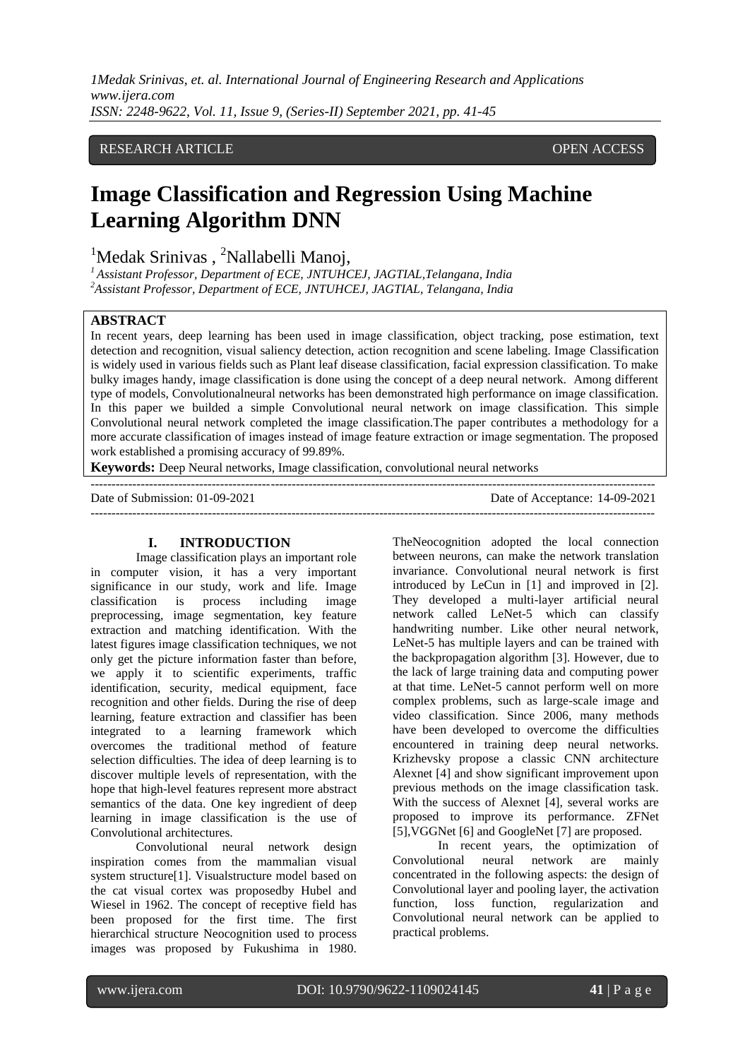RESEARCH ARTICLE OPEN ACCESS

# Image Classification and Regression Using Machine Learning Algorithm DNN

[1]Medak Srinivas , [2]Nallabelli Manoj,

[1] *Assistant Professor, Department of ECE, JNTUHCEJ, JAGTIAL,Telangana, India*
[2] *Assistant Professor, Department of ECE, JNTUHCEJ, JAGTIAL, Telangana, India*

## ABSTRACT

In recent years, deep learning has been used in image classification, object tracking, pose estimation, text detection and recognition, visual saliency detection, action recognition and scene labeling. Image Classification is widely used in various fields such as Plant leaf disease classification, facial expression classification. To make bulky images handy, image classification is done using the concept of a deep neural network. Among different type of models, Convolutionalneural networks has been demonstrated high performance on image classification. In this paper we builded a simple Convolutional neural network on image classification. This simple Convolutional neural network completed the image classification.The paper contributes a methodology for a more accurate classification of images instead of image feature extraction or image segmentation. The proposed work established a promising accuracy of 99.89%.

**Keywords:** Deep Neural networks, Image classification, convolutional neural networks

---

Date of Submission: 01-09-2021 Date of Acceptance: 14-09-2021

---

## I. INTRODUCTION

Image classification plays an important role in computer vision, it has a very important significance in our study, work and life. Image classification is process including image preprocessing, image segmentation, key feature extraction and matching identification. With the latest figures image classification techniques, we not only get the picture information faster than before, we apply it to scientific experiments, traffic identification, security, medical equipment, face recognition and other fields. During the rise of deep learning, feature extraction and classifier has been integrated to a learning framework which overcomes the traditional method of feature selection difficulties. The idea of deep learning is to discover multiple levels of representation, with the hope that high-level features represent more abstract semantics of the data. One key ingredient of deep learning in image classification is the use of Convolutional architectures.

Convolutional neural network design inspiration comes from the mammalian visual system structure[1]. Visualstructure model based on the cat visual cortex was proposedby Hubel and Wiesel in 1962. The concept of receptive field has been proposed for the first time. The first hierarchical structure Neocognition used to process images was proposed by Fukushima in 1980. TheNeocognition adopted the local connection between neurons, can make the network translation invariance. Convolutional neural network is first introduced by LeCun in [1] and improved in [2]. They developed a multi-layer artificial neural network called LeNet-5 which can classify handwriting number. Like other neural network, LeNet-5 has multiple layers and can be trained with the backpropagation algorithm [3]. However, due to the lack of large training data and computing power at that time. LeNet-5 cannot perform well on more complex problems, such as large-scale image and video classification. Since 2006, many methods have been developed to overcome the difficulties encountered in training deep neural networks. Krizhevsky propose a classic CNN architecture Alexnet [4] and show significant improvement upon previous methods on the image classification task. With the success of Alexnet [4], several works are proposed to improve its performance. ZFNet [5],VGGNet [6] and GoogleNet [7] are proposed.

In recent years, the optimization of Convolutional neural network are mainly concentrated in the following aspects: the design of Convolutional layer and pooling layer, the activation function, loss function, regularization and Convolutional neural network can be applied to practical problems.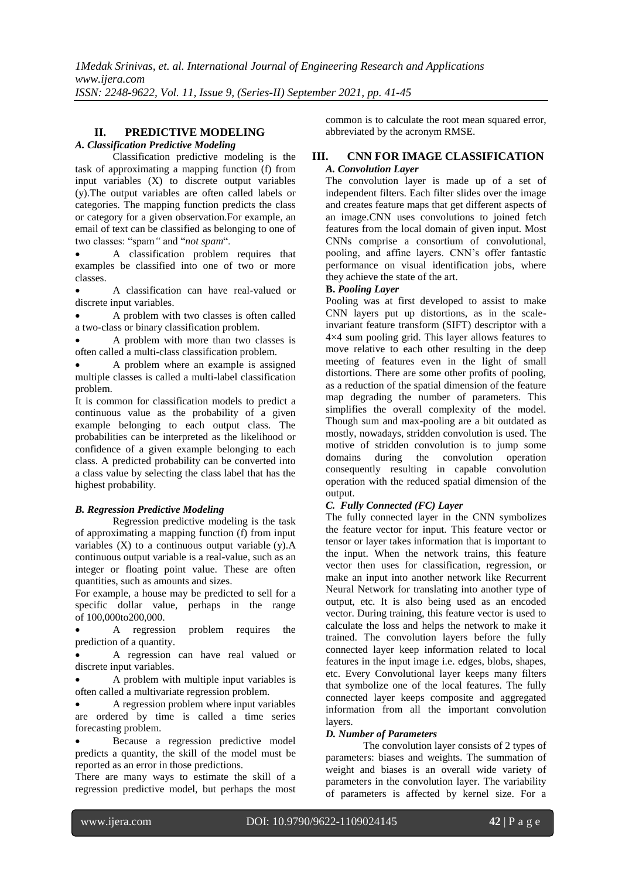## II. PREDICTIVE MODELING

### *A. Classification Predictive Modeling*

Classification predictive modeling is the task of approximating a mapping function (f) from input variables (X) to discrete output variables (y).The output variables are often called labels or categories. The mapping function predicts the class or category for a given observation.For example, an email of text can be classified as belonging to one of two classes: "spam" and "*not spam*".

- A classification problem requires that examples be classified into one of two or more classes.
- A classification can have real-valued or discrete input variables.
- A problem with two classes is often called a two-class or binary classification problem.
- A problem with more than two classes is often called a multi-class classification problem.
- A problem where an example is assigned multiple classes is called a multi-label classification problem.

It is common for classification models to predict a continuous value as the probability of a given example belonging to each output class. The probabilities can be interpreted as the likelihood or confidence of a given example belonging to each class. A predicted probability can be converted into a class value by selecting the class label that has the highest probability.

### *B. Regression Predictive Modeling*

Regression predictive modeling is the task of approximating a mapping function (f) from input variables (X) to a continuous output variable (y).A continuous output variable is a real-value, such as an integer or floating point value. These are often quantities, such as amounts and sizes.

For example, a house may be predicted to sell for a specific dollar value, perhaps in the range of 100,000to200,000.

- A regression problem requires the prediction of a quantity.
- A regression can have real valued or discrete input variables.
- A problem with multiple input variables is often called a multivariate regression problem.
- A regression problem where input variables are ordered by time is called a time series forecasting problem.
- Because a regression predictive model predicts a quantity, the skill of the model must be reported as an error in those predictions.

There are many ways to estimate the skill of a regression predictive model, but perhaps the most common is to calculate the root mean squared error, abbreviated by the acronym RMSE.

## III. CNN FOR IMAGE CLASSIFICATION

### *A. Convolution Layer*

The convolution layer is made up of a set of independent filters. Each filter slides over the image and creates feature maps that get different aspects of an image.CNN uses convolutions to joined fetch features from the local domain of given input. Most CNNs comprise a consortium of convolutional, pooling, and affine layers. CNN's offer fantastic performance on visual identification jobs, where they achieve the state of the art.

### **B.** *Pooling Layer*

Pooling was at first developed to assist to make CNN layers put up distortions, as in the scale-invariant feature transform (SIFT) descriptor with a 4×4 sum pooling grid. This layer allows features to move relative to each other resulting in the deep meeting of features even in the light of small distortions. There are some other profits of pooling, as a reduction of the spatial dimension of the feature map degrading the number of parameters. This simplifies the overall complexity of the model. Though sum and max-pooling are a bit outdated as mostly, nowadays, stridden convolution is used. The motive of stridden convolution is to jump some domains during the convolution operation consequently resulting in capable convolution operation with the reduced spatial dimension of the output.

### *C. Fully Connected (FC) Layer*

The fully connected layer in the CNN symbolizes the feature vector for input. This feature vector or tensor or layer takes information that is important to the input. When the network trains, this feature vector then uses for classification, regression, or make an input into another network like Recurrent Neural Network for translating into another type of output, etc. It is also being used as an encoded vector. During training, this feature vector is used to calculate the loss and helps the network to make it trained. The convolution layers before the fully connected layer keep information related to local features in the input image i.e. edges, blobs, shapes, etc. Every Convolutional layer keeps many filters that symbolize one of the local features. The fully connected layer keeps composite and aggregated information from all the important convolution layers.

### *D. Number of Parameters*

The convolution layer consists of 2 types of parameters: biases and weights. The summation of weight and biases is an overall wide variety of parameters in the convolution layer. The variability of parameters is affected by kernel size. For a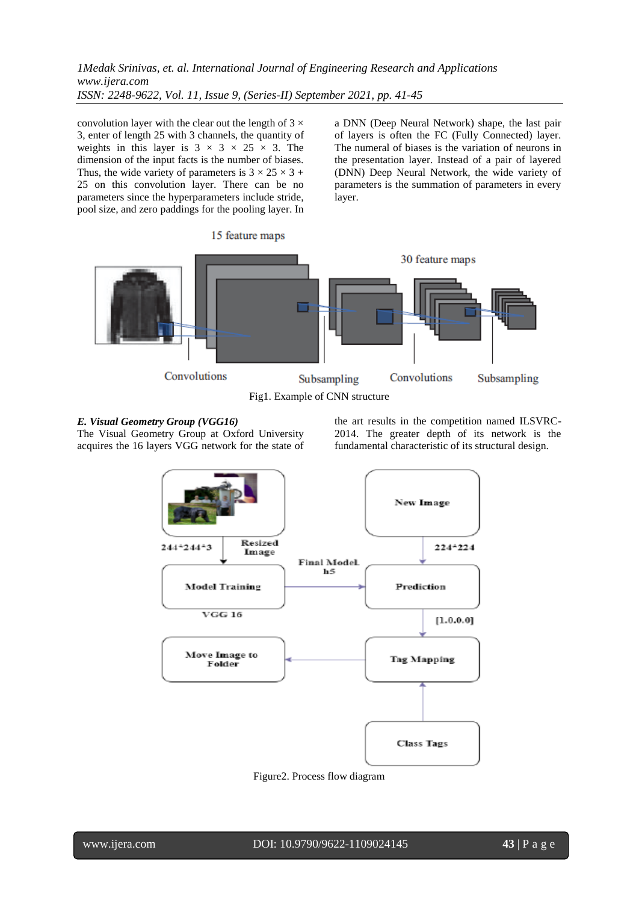convolution layer with the clear out the length of 3 × 3, enter of length 25 with 3 channels, the quantity of weights in this layer is 3 × 3 × 25 × 3. The dimension of the input facts is the number of biases. Thus, the wide variety of parameters is 3 × 25 × 3 + 25 on this convolution layer. There can be no parameters since the hyperparameters include stride, pool size, and zero paddings for the pooling layer. In a DNN (Deep Neural Network) shape, the last pair of layers is often the FC (Fully Connected) layer. The numeral of biases is the variation of neurons in the presentation layer. Instead of a pair of layered (DNN) Deep Neural Network, the wide variety of parameters is the summation of parameters in every layer.

Fig1. Example of CNN structure

### *E. Visual Geometry Group (VGG16)*

The Visual Geometry Group at Oxford University acquires the 16 layers VGG network for the state of the art results in the competition named ILSVRC-2014. The greater depth of its network is the fundamental characteristic of its structural design.

Figure2. Process flow diagram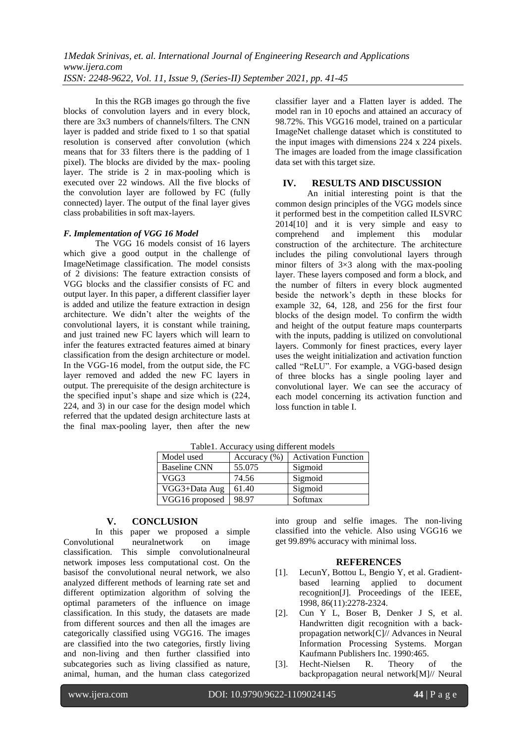In this the RGB images go through the five blocks of convolution layers and in every block, there are 3x3 numbers of channels/filters. The CNN layer is padded and stride fixed to 1 so that spatial resolution is conserved after convolution (which means that for 33 filters there is the padding of 1 pixel). The blocks are divided by the max- pooling layer. The stride is 2 in max-pooling which is executed over 22 windows. All the five blocks of the convolution layer are followed by FC (fully connected) layer. The output of the final layer gives class probabilities in soft max-layers.

### *F. Implementation of VGG 16 Model*

The VGG 16 models consist of 16 layers which give a good output in the challenge of ImageNetimage classification. The model consists of 2 divisions: The feature extraction consists of VGG blocks and the classifier consists of FC and output layer. In this paper, a different classifier layer is added and utilize the feature extraction in design architecture. We didn't alter the weights of the convolutional layers, it is constant while training, and just trained new FC layers which will learn to infer the features extracted features aimed at binary classification from the design architecture or model. In the VGG-16 model, from the output side, the FC layer removed and added the new FC layers in output. The prerequisite of the design architecture is the specified input's shape and size which is (224, 224, and 3) in our case for the design model which referred that the updated design architecture lasts at the final max-pooling layer, then after the new classifier layer and a Flatten layer is added. The model ran in 10 epochs and attained an accuracy of 98.72%. This VGG16 model, trained on a particular ImageNet challenge dataset which is constituted to the input images with dimensions 224 x 224 pixels. The images are loaded from the image classification data set with this target size.

## IV. RESULTS AND DISCUSSION

An initial interesting point is that the common design principles of the VGG models since it performed best in the competition called ILSVRC 2014[10] and it is very simple and easy to comprehend and implement this modular construction of the architecture. The architecture includes the piling convolutional layers through minor filters of 3×3 along with the max-pooling layer. These layers composed and form a block, and the number of filters in every block augmented beside the network's depth in these blocks for example 32, 64, 128, and 256 for the first four blocks of the design model. To confirm the width and height of the output feature maps counterparts with the inputs, padding is utilized on convolutional layers. Commonly for finest practices, every layer uses the weight initialization and activation function called "ReLU". For example, a VGG-based design of three blocks has a single pooling layer and convolutional layer. We can see the accuracy of each model concerning its activation function and loss function in table I.

Table1. Accuracy using different models

| Model used | Accuracy (%) | Activation Function |
|---|---|---|
| Baseline CNN | 55.075 | Sigmoid |
| VGG3 | 74.56 | Sigmoid |
| VGG3+Data Aug | 61.40 | Sigmoid |
| VGG16 proposed | 98.97 | Softmax |

## V. CONCLUSION

In this paper we proposed a simple Convolutional neuralnetwork on image classification. This simple convolutionalneural network imposes less computational cost. On the basisof the convolutional neural network, we also analyzed different methods of learning rate set and different optimization algorithm of solving the optimal parameters of the influence on image classification. In this study, the datasets are made from different sources and then all the images are categorically classified using VGG16. The images are classified into the two categories, firstly living and non-living and then further classified into subcategories such as living classified as nature, animal, human, and the human class categorized into group and selfie images. The non-living classified into the vehicle. Also using VGG16 we get 99.89% accuracy with minimal loss.

## REFERENCES

[1]. LecunY, Bottou L, Bengio Y, et al. Gradient-based learning applied to document recognition[J]. Proceedings of the IEEE, 1998, 86(11):2278-2324.

[2]. Cun Y L, Boser B, Denker J S, et al. Handwritten digit recognition with a back-propagation network[C]// Advances in Neural Information Processing Systems. Morgan Kaufmann Publishers Inc. 1990:465.

[3]. Hecht-Nielsen R. Theory of the backpropagation neural network[M]// Neural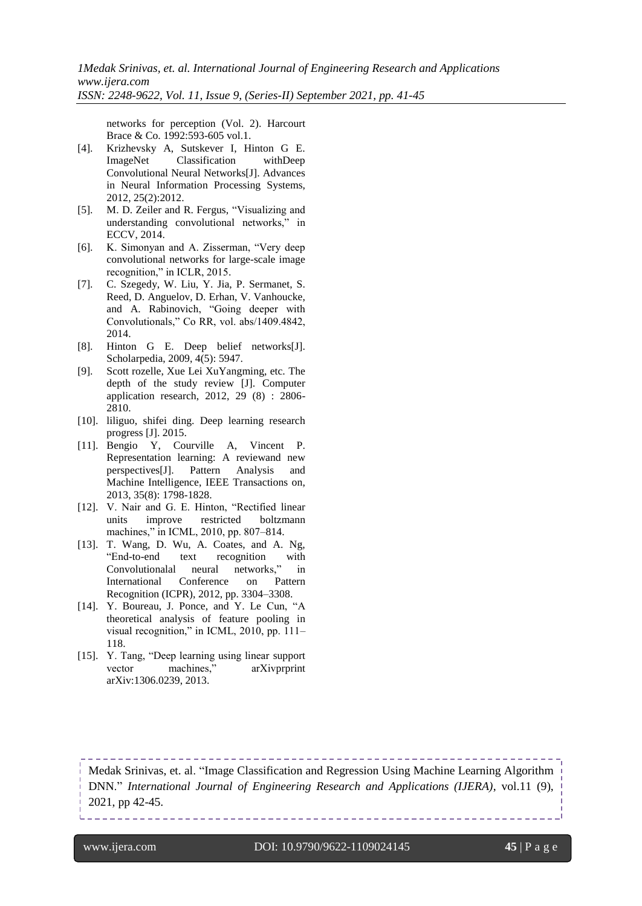networks for perception (Vol. 2). Harcourt Brace & Co. 1992:593-605 vol.1.

[4]. Krizhevsky A, Sutskever I, Hinton G E. ImageNet Classification withDeep Convolutional Neural Networks[J]. Advances in Neural Information Processing Systems, 2012, 25(2):2012.

[5]. M. D. Zeiler and R. Fergus, "Visualizing and understanding convolutional networks," in ECCV, 2014.

[6]. K. Simonyan and A. Zisserman, "Very deep convolutional networks for large-scale image recognition," in ICLR, 2015.

[7]. C. Szegedy, W. Liu, Y. Jia, P. Sermanet, S. Reed, D. Anguelov, D. Erhan, V. Vanhoucke, and A. Rabinovich, "Going deeper with Convolutionals," Co RR, vol. abs/1409.4842, 2014.

[8]. Hinton G E. Deep belief networks[J]. Scholarpedia, 2009, 4(5): 5947.

[9]. Scott rozelle, Xue Lei XuYangming, etc. The depth of the study review [J]. Computer application research, 2012, 29 (8) : 2806-2810.

[10]. liliguo, shifei ding. Deep learning research progress [J]. 2015.

[11]. Bengio Y, Courville A, Vincent P. Representation learning: A reviewand new perspectives[J]. Pattern Analysis and Machine Intelligence, IEEE Transactions on, 2013, 35(8): 1798-1828.

[12]. V. Nair and G. E. Hinton, "Rectified linear units improve restricted boltzmann machines," in ICML, 2010, pp. 807–814.

[13]. T. Wang, D. Wu, A. Coates, and A. Ng, "End-to-end text recognition with Convolutionalal neural networks," in International Conference on Pattern Recognition (ICPR), 2012, pp. 3304–3308.

[14]. Y. Boureau, J. Ponce, and Y. Le Cun, "A theoretical analysis of feature pooling in visual recognition," in ICML, 2010, pp. 111–118.

[15]. Y. Tang, "Deep learning using linear support vector machines," arXivprprint arXiv:1306.0239, 2013.

Medak Srinivas, et. al. "Image Classification and Regression Using Machine Learning Algorithm DNN." *International Journal of Engineering Research and Applications (IJERA)*, vol.11 (9), 2021, pp 42-45.